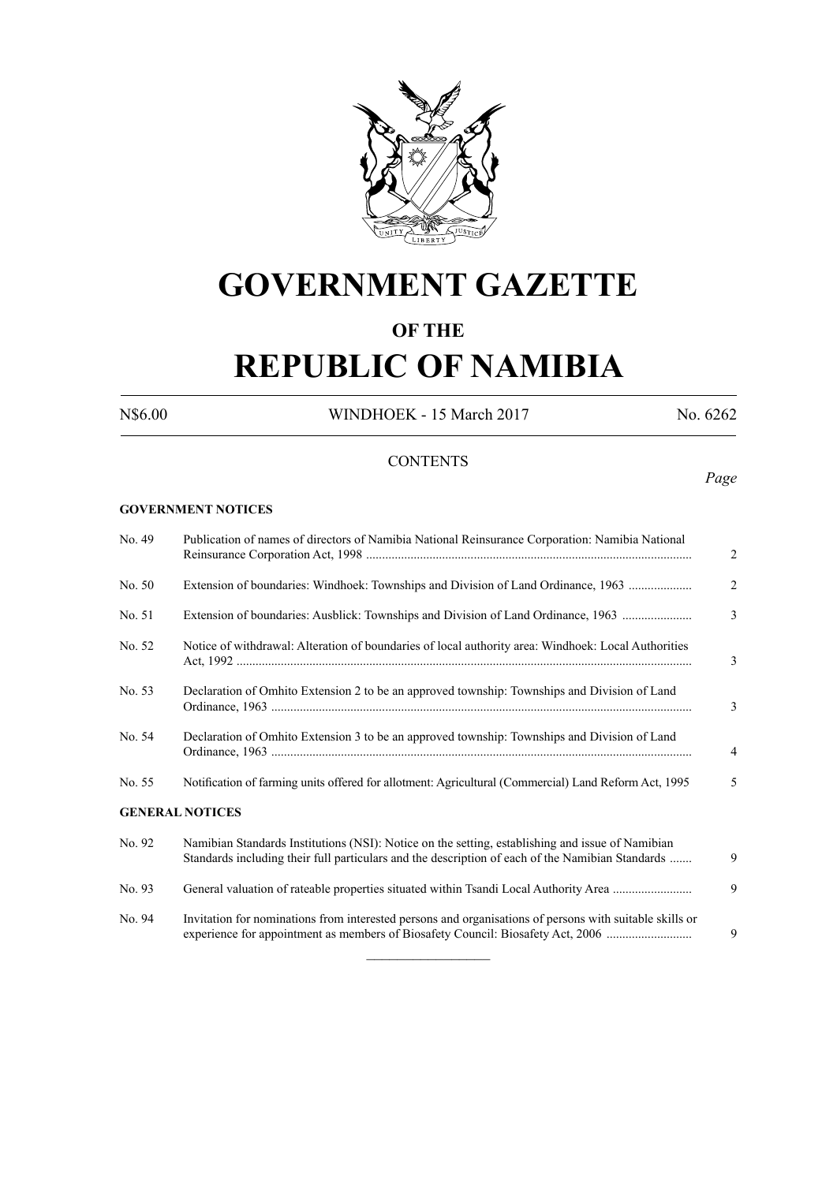# GOVERNMENT GAZETTE

## OF THE

# REPUBLIC OF NAMIBIA

N$6.00 WINDHOEK - 15 March 2017 No. 6262

CONTENTS

*Page*

**GOVERNMENT NOTICES**

| | | |
|---|---|---|
| No. 49 | Publication of names of directors of Namibia National Reinsurance Corporation: Namibia National Reinsurance Corporation Act, 1998 | 2 |
| No. 50 | Extension of boundaries: Windhoek: Townships and Division of Land Ordinance, 1963 | 2 |
| No. 51 | Extension of boundaries: Ausblick: Townships and Division of Land Ordinance, 1963 | 3 |
| No. 52 | Notice of withdrawal: Alteration of boundaries of local authority area: Windhoek: Local Authorities Act, 1992 | 3 |
| No. 53 | Declaration of Omhito Extension 2 to be an approved township: Townships and Division of Land Ordinance, 1963 | 3 |
| No. 54 | Declaration of Omhito Extension 3 to be an approved township: Townships and Division of Land Ordinance, 1963 | 4 |
| No. 55 | Notification of farming units offered for allotment: Agricultural (Commercial) Land Reform Act, 1995 | 5 |

**GENERAL NOTICES**

| | | |
|---|---|---|
| No. 92 | Namibian Standards Institutions (NSI): Notice on the setting, establishing and issue of Namibian Standards including their full particulars and the description of each of the Namibian Standards | 9 |
| No. 93 | General valuation of rateable properties situated within Tsandi Local Authority Area | 9 |
| No. 94 | Invitation for nominations from interested persons and organisations of persons with suitable skills or experience for appointment as members of Biosafety Council: Biosafety Act, 2006 | 9 |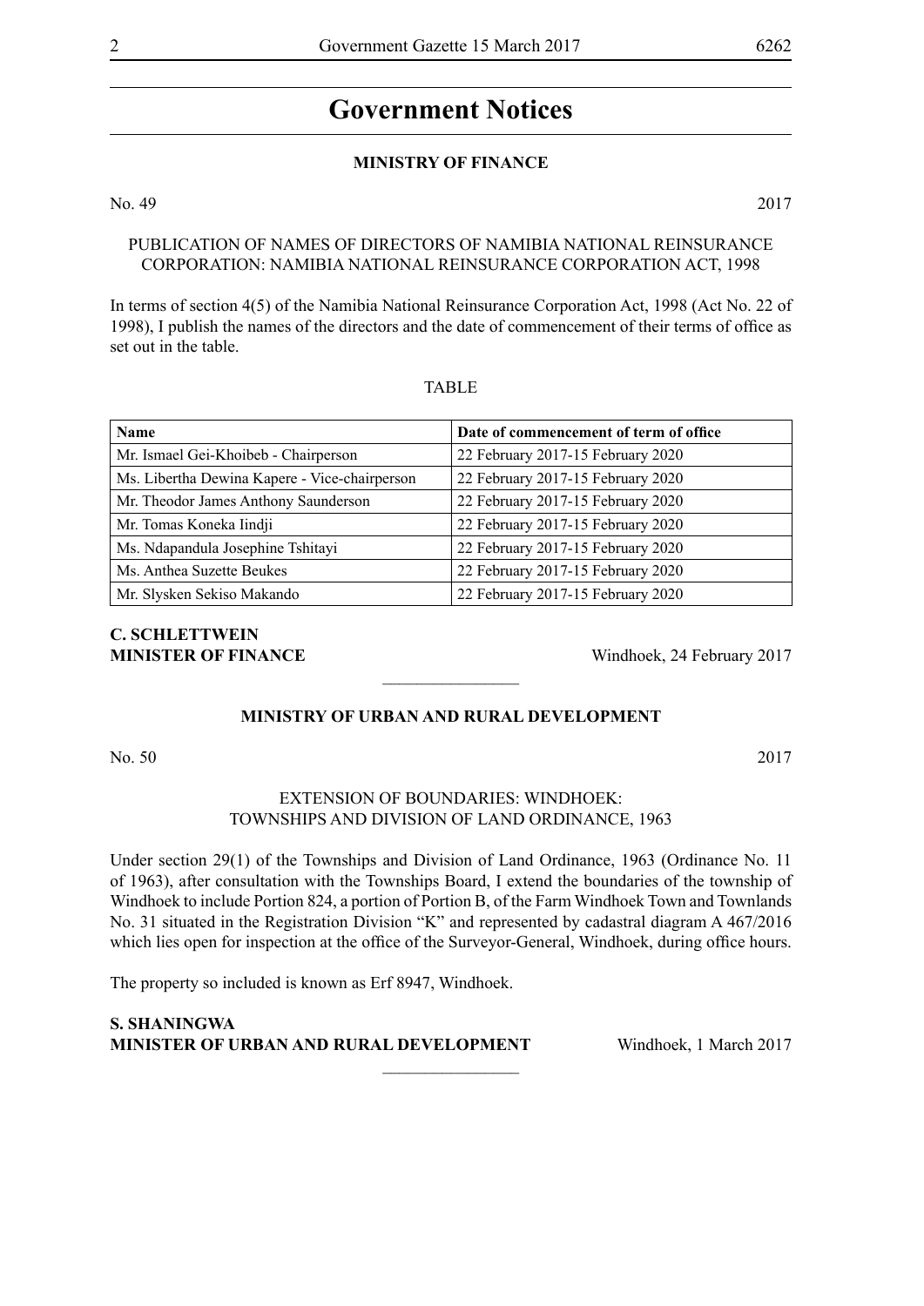# Government Notices

## MINISTRY OF FINANCE

No. 49 2017

PUBLICATION OF NAMES OF DIRECTORS OF NAMIBIA NATIONAL REINSURANCE CORPORATION: NAMIBIA NATIONAL REINSURANCE CORPORATION ACT, 1998

In terms of section 4(5) of the Namibia National Reinsurance Corporation Act, 1998 (Act No. 22 of 1998), I publish the names of the directors and the date of commencement of their terms of office as set out in the table.

TABLE

| **Name** | **Date of commencement of term of office** |
|---|---|
| Mr. Ismael Gei-Khoibeb - Chairperson | 22 February 2017-15 February 2020 |
| Ms. Libertha Dewina Kapere - Vice-chairperson | 22 February 2017-15 February 2020 |
| Mr. Theodor James Anthony Saunderson | 22 February 2017-15 February 2020 |
| Mr. Tomas Koneka Iindji | 22 February 2017-15 February 2020 |
| Ms. Ndapandula Josephine Tshitayi | 22 February 2017-15 February 2020 |
| Ms. Anthea Suzette Beukes | 22 February 2017-15 February 2020 |
| Mr. Slysken Sekiso Makando | 22 February 2017-15 February 2020 |

**C. SCHLETTWEIN**
**MINISTER OF FINANCE** Windhoek, 24 February 2017

---

## MINISTRY OF URBAN AND RURAL DEVELOPMENT

No. 50 2017

EXTENSION OF BOUNDARIES: WINDHOEK:
TOWNSHIPS AND DIVISION OF LAND ORDINANCE, 1963

Under section 29(1) of the Townships and Division of Land Ordinance, 1963 (Ordinance No. 11 of 1963), after consultation with the Townships Board, I extend the boundaries of the township of Windhoek to include Portion 824, a portion of Portion B, of the Farm Windhoek Town and Townlands No. 31 situated in the Registration Division "K" and represented by cadastral diagram A 467/2016 which lies open for inspection at the office of the Surveyor-General, Windhoek, during office hours.

The property so included is known as Erf 8947, Windhoek.

**S. SHANINGWA**
**MINISTER OF URBAN AND RURAL DEVELOPMENT** Windhoek, 1 March 2017

---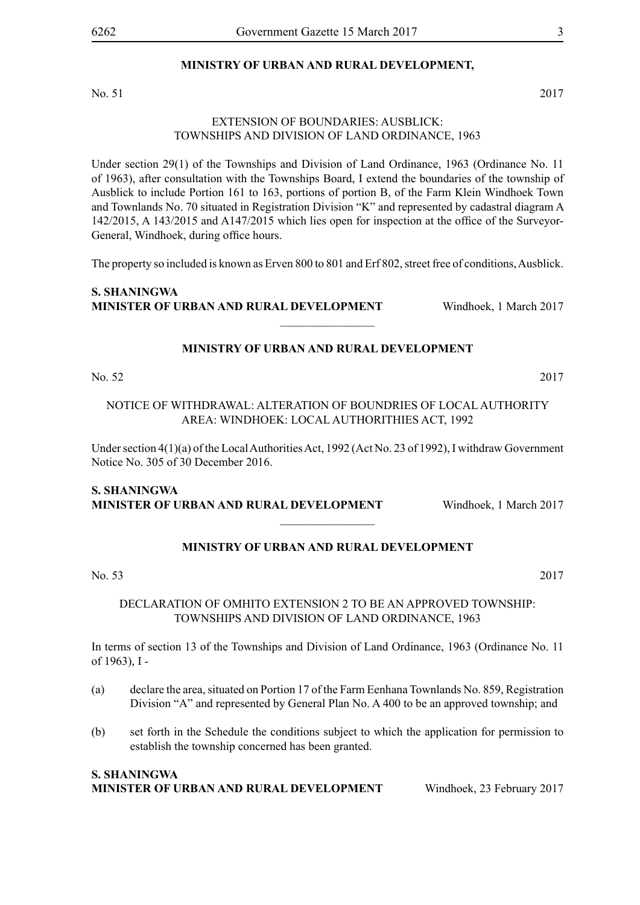**MINISTRY OF URBAN AND RURAL DEVELOPMENT,**

No. 51 2017

EXTENSION OF BOUNDARIES: AUSBLICK:
TOWNSHIPS AND DIVISION OF LAND ORDINANCE, 1963

Under section 29(1) of the Townships and Division of Land Ordinance, 1963 (Ordinance No. 11 of 1963), after consultation with the Townships Board, I extend the boundaries of the township of Ausblick to include Portion 161 to 163, portions of portion B, of the Farm Klein Windhoek Town and Townlands No. 70 situated in Registration Division "K" and represented by cadastral diagram A 142/2015, A 143/2015 and A147/2015 which lies open for inspection at the office of the Surveyor-General, Windhoek, during office hours.

The property so included is known as Erven 800 to 801 and Erf 802, street free of conditions, Ausblick.

**S. SHANINGWA**
**MINISTER OF URBAN AND RURAL DEVELOPMENT** Windhoek, 1 March 2017

---

**MINISTRY OF URBAN AND RURAL DEVELOPMENT**

No. 52 2017

NOTICE OF WITHDRAWAL: ALTERATION OF BOUNDRIES OF LOCAL AUTHORITY AREA: WINDHOEK: LOCAL AUTHORITHIES ACT, 1992

Under section 4(1)(a) of the Local Authorities Act, 1992 (Act No. 23 of 1992), I withdraw Government Notice No. 305 of 30 December 2016.

**S. SHANINGWA**
**MINISTER OF URBAN AND RURAL DEVELOPMENT** Windhoek, 1 March 2017

---

**MINISTRY OF URBAN AND RURAL DEVELOPMENT**

No. 53 2017

DECLARATION OF OMHITO EXTENSION 2 TO BE AN APPROVED TOWNSHIP:
TOWNSHIPS AND DIVISION OF LAND ORDINANCE, 1963

In terms of section 13 of the Townships and Division of Land Ordinance, 1963 (Ordinance No. 11 of 1963), I -

(a) declare the area, situated on Portion 17 of the Farm Eenhana Townlands No. 859, Registration Division "A" and represented by General Plan No. A 400 to be an approved township; and

(b) set forth in the Schedule the conditions subject to which the application for permission to establish the township concerned has been granted.

**S. SHANINGWA**
**MINISTER OF URBAN AND RURAL DEVELOPMENT** Windhoek, 23 February 2017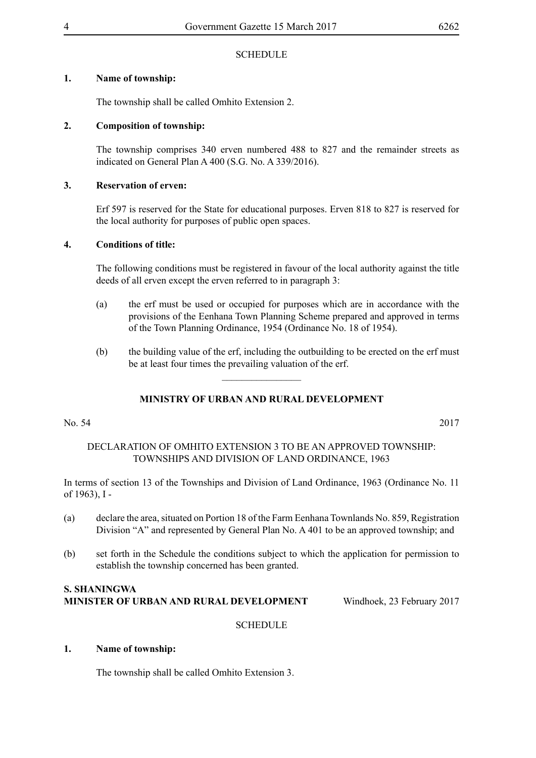SCHEDULE

**1. Name of township:**

The township shall be called Omhito Extension 2.

**2. Composition of township:**

The township comprises 340 erven numbered 488 to 827 and the remainder streets as indicated on General Plan A 400 (S.G. No. A 339/2016).

**3. Reservation of erven:**

Erf 597 is reserved for the State for educational purposes. Erven 818 to 827 is reserved for the local authority for purposes of public open spaces.

**4. Conditions of title:**

The following conditions must be registered in favour of the local authority against the title deeds of all erven except the erven referred to in paragraph 3:

(a) the erf must be used or occupied for purposes which are in accordance with the provisions of the Eenhana Town Planning Scheme prepared and approved in terms of the Town Planning Ordinance, 1954 (Ordinance No. 18 of 1954).

(b) the building value of the erf, including the outbuilding to be erected on the erf must be at least four times the prevailing valuation of the erf.

________________

**MINISTRY OF URBAN AND RURAL DEVELOPMENT**

No. 54 2017

DECLARATION OF OMHITO EXTENSION 3 TO BE AN APPROVED TOWNSHIP: TOWNSHIPS AND DIVISION OF LAND ORDINANCE, 1963

In terms of section 13 of the Townships and Division of Land Ordinance, 1963 (Ordinance No. 11 of 1963), I -

(a) declare the area, situated on Portion 18 of the Farm Eenhana Townlands No. 859, Registration Division "A" and represented by General Plan No. A 401 to be an approved township; and

(b) set forth in the Schedule the conditions subject to which the application for permission to establish the township concerned has been granted.

**S. SHANINGWA**
**MINISTER OF URBAN AND RURAL DEVELOPMENT** Windhoek, 23 February 2017

SCHEDULE

**1. Name of township:**

The township shall be called Omhito Extension 3.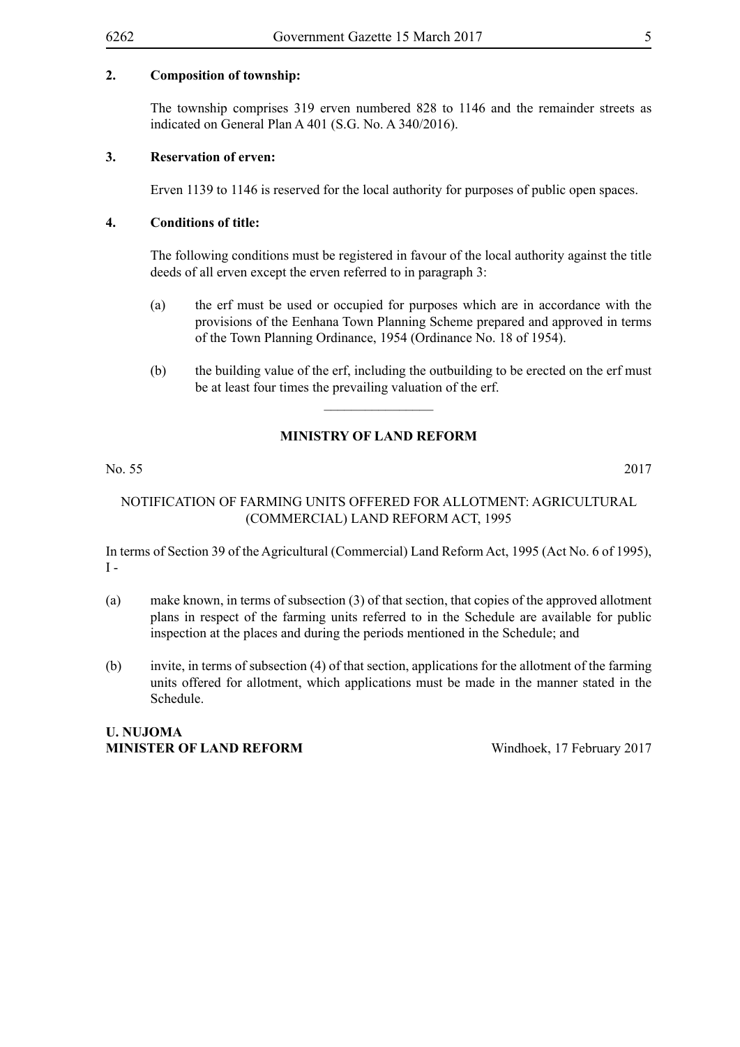**2. Composition of township:**

The township comprises 319 erven numbered 828 to 1146 and the remainder streets as indicated on General Plan A 401 (S.G. No. A 340/2016).

**3. Reservation of erven:**

Erven 1139 to 1146 is reserved for the local authority for purposes of public open spaces.

**4. Conditions of title:**

The following conditions must be registered in favour of the local authority against the title deeds of all erven except the erven referred to in paragraph 3:

(a) the erf must be used or occupied for purposes which are in accordance with the provisions of the Eenhana Town Planning Scheme prepared and approved in terms of the Town Planning Ordinance, 1954 (Ordinance No. 18 of 1954).

(b) the building value of the erf, including the outbuilding to be erected on the erf must be at least four times the prevailing valuation of the erf.

---

**MINISTRY OF LAND REFORM**

No. 55 2017

NOTIFICATION OF FARMING UNITS OFFERED FOR ALLOTMENT: AGRICULTURAL (COMMERCIAL) LAND REFORM ACT, 1995

In terms of Section 39 of the Agricultural (Commercial) Land Reform Act, 1995 (Act No. 6 of 1995), I -

(a) make known, in terms of subsection (3) of that section, that copies of the approved allotment plans in respect of the farming units referred to in the Schedule are available for public inspection at the places and during the periods mentioned in the Schedule; and

(b) invite, in terms of subsection (4) of that section, applications for the allotment of the farming units offered for allotment, which applications must be made in the manner stated in the Schedule.

**U. NUJOMA**
**MINISTER OF LAND REFORM** Windhoek, 17 February 2017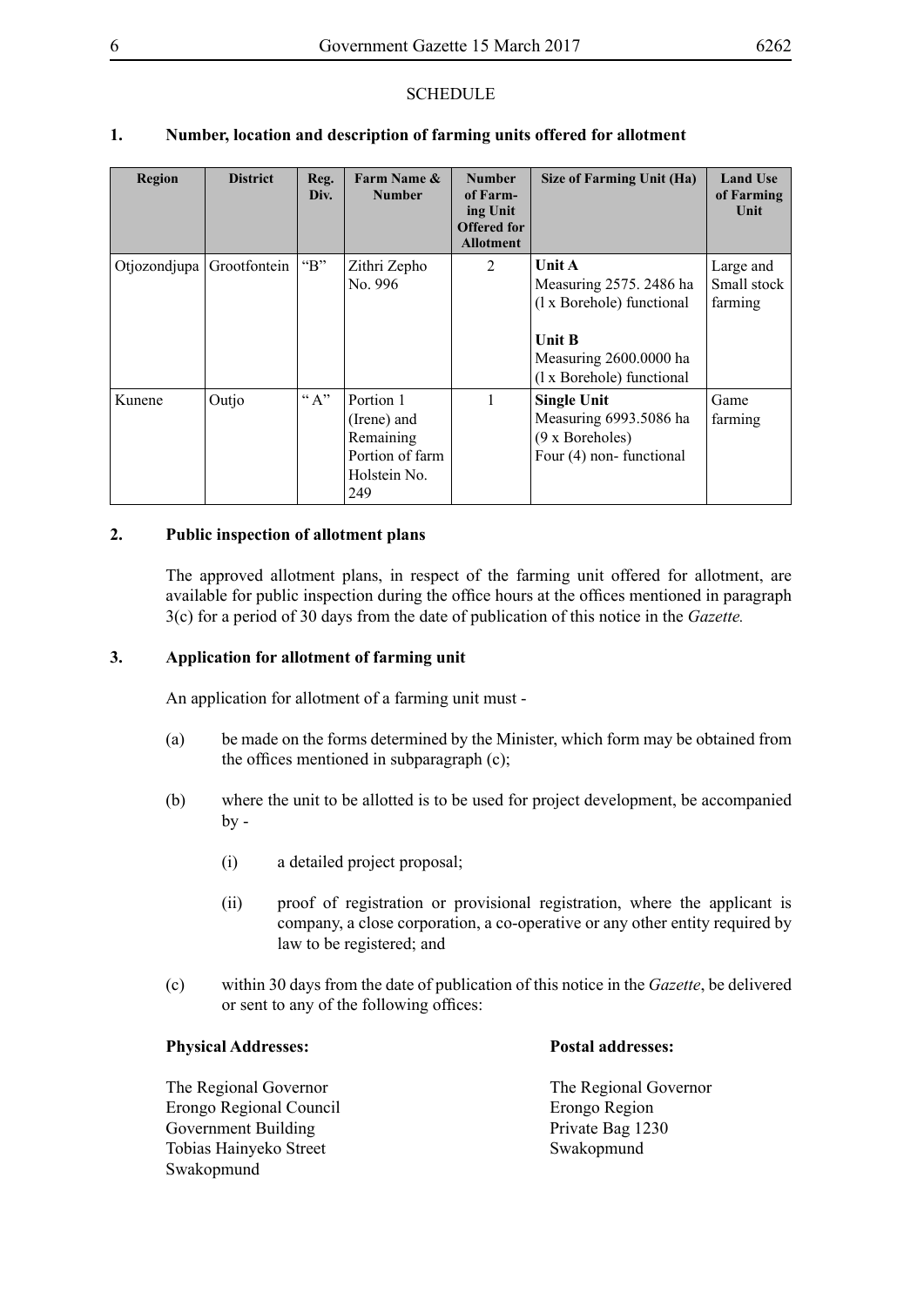SCHEDULE

**1. Number, location and description of farming units offered for allotment**

| Region | District | Reg. Div. | Farm Name & Number | Number of Farming Unit Offered for Allotment | Size of Farming Unit (Ha) | Land Use of Farming Unit |
|---|---|---|---|---|---|---|
| Otjozondjupa | Grootfontein | "B" | Zithri Zepho No. 996 | 2 | **Unit A** Measuring 2575. 2486 ha (l x Borehole) functional<br><br>**Unit B** Measuring 2600.0000 ha (l x Borehole) functional | Large and Small stock farming |
| Kunene | Outjo | " A" | Portion 1 (Irene) and Remaining Portion of farm Holstein No. 249 | 1 | **Single Unit** Measuring 6993.5086 ha (9 x Boreholes) Four (4) non- functional | Game farming |

**2. Public inspection of allotment plans**

The approved allotment plans, in respect of the farming unit offered for allotment, are available for public inspection during the office hours at the offices mentioned in paragraph 3(c) for a period of 30 days from the date of publication of this notice in the *Gazette.*

**3. Application for allotment of farming unit**

An application for allotment of a farming unit must -

(a) be made on the forms determined by the Minister, which form may be obtained from the offices mentioned in subparagraph (c);

(b) where the unit to be allotted is to be used for project development, be accompanied by -

(i) a detailed project proposal;

(ii) proof of registration or provisional registration, where the applicant is company, a close corporation, a co-operative or any other entity required by law to be registered; and

(c) within 30 days from the date of publication of this notice in the *Gazette*, be delivered or sent to any of the following offices:

**Physical Addresses:**

The Regional Governor
Erongo Regional Council
Government Building
Tobias Hainyeko Street
Swakopmund

**Postal addresses:**

The Regional Governor
Erongo Region
Private Bag 1230
Swakopmund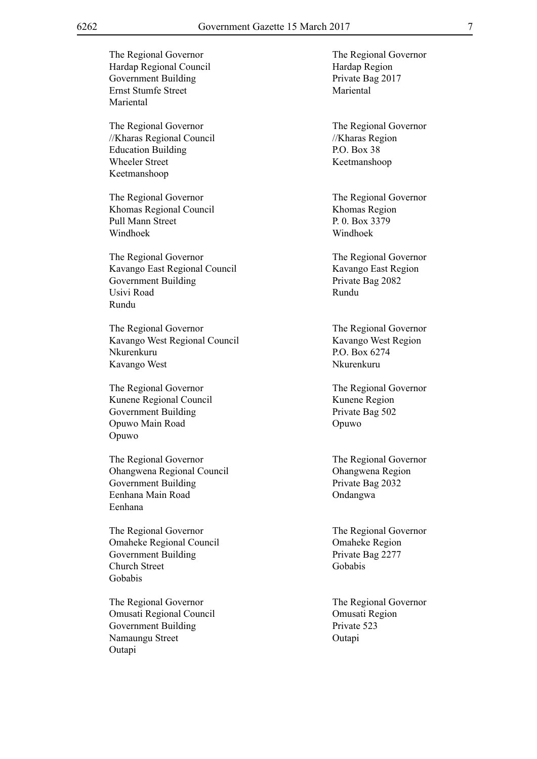The Regional Governor
Hardap Regional Council
Government Building
Ernst Stumfe Street
Mariental

The Regional Governor
Hardap Region
Private Bag 2017
Mariental

The Regional Governor
//Kharas Regional Council
Education Building
Wheeler Street
Keetmanshoop

The Regional Governor
//Kharas Region
P.O. Box 38
Keetmanshoop

The Regional Governor
Khomas Regional Council
Pull Mann Street
Windhoek

The Regional Governor
Khomas Region
P. 0. Box 3379
Windhoek

The Regional Governor
Kavango East Regional Council
Government Building
Usivi Road
Rundu

The Regional Governor
Kavango East Region
Private Bag 2082
Rundu

The Regional Governor
Kavango West Regional Council
Nkurenkuru
Kavango West

The Regional Governor
Kavango West Region
P.O. Box 6274
Nkurenkuru

The Regional Governor
Kunene Regional Council
Government Building
Opuwo Main Road
Opuwo

The Regional Governor
Kunene Region
Private Bag 502
Opuwo

The Regional Governor
Ohangwena Regional Council
Government Building
Eenhana Main Road
Eenhana

The Regional Governor
Ohangwena Region
Private Bag 2032
Ondangwa

The Regional Governor
Omaheke Regional Council
Government Building
Church Street
Gobabis

The Regional Governor
Omaheke Region
Private Bag 2277
Gobabis

The Regional Governor
Omusati Regional Council
Government Building
Namaungu Street
Outapi

The Regional Governor
Omusati Region
Private 523
Outapi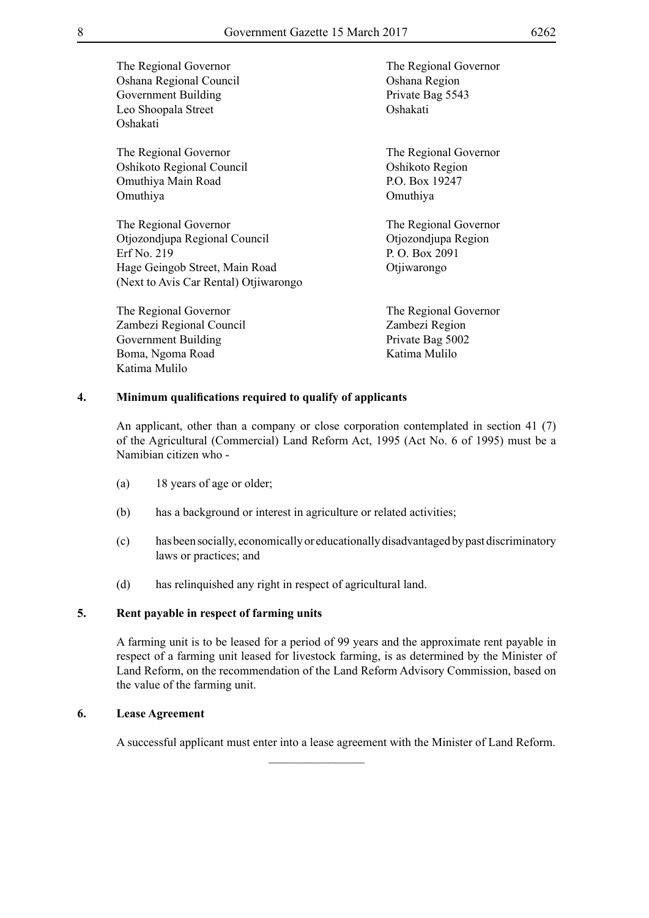The Regional Governor
Oshana Regional Council
Government Building
Leo Shoopala Street
Oshakati

The Regional Governor
Oshana Region
Private Bag 5543
Oshakati

The Regional Governor
Oshikoto Regional Council
Omuthiya Main Road
Omuthiya

The Regional Governor
Oshikoto Region
P.O. Box 19247
Omuthiya

The Regional Governor
Otjozondjupa Regional Council
Erf No. 219
Hage Geingob Street, Main Road
(Next to Avis Car Rental) Otjiwarongo

The Regional Governor
Otjozondjupa Region
P. O. Box 2091
Otjiwarongo

The Regional Governor
Zambezi Regional Council
Government Building
Boma, Ngoma Road
Katima Mulilo

The Regional Governor
Zambezi Region
Private Bag 5002
Katima Mulilo

**4. Minimum qualifications required to qualify of applicants**

An applicant, other than a company or close corporation contemplated in section 41 (7) of the Agricultural (Commercial) Land Reform Act, 1995 (Act No. 6 of 1995) must be a Namibian citizen who -

(a) 18 years of age or older;

(b) has a background or interest in agriculture or related activities;

(c) has been socially, economically or educationally disadvantaged by past discriminatory laws or practices; and

(d) has relinquished any right in respect of agricultural land.

**5. Rent payable in respect of farming units**

A farming unit is to be leased for a period of 99 years and the approximate rent payable in respect of a farming unit leased for livestock farming, is as determined by the Minister of Land Reform, on the recommendation of the Land Reform Advisory Commission, based on the value of the farming unit.

**6. Lease Agreement**

A successful applicant must enter into a lease agreement with the Minister of Land Reform.

________________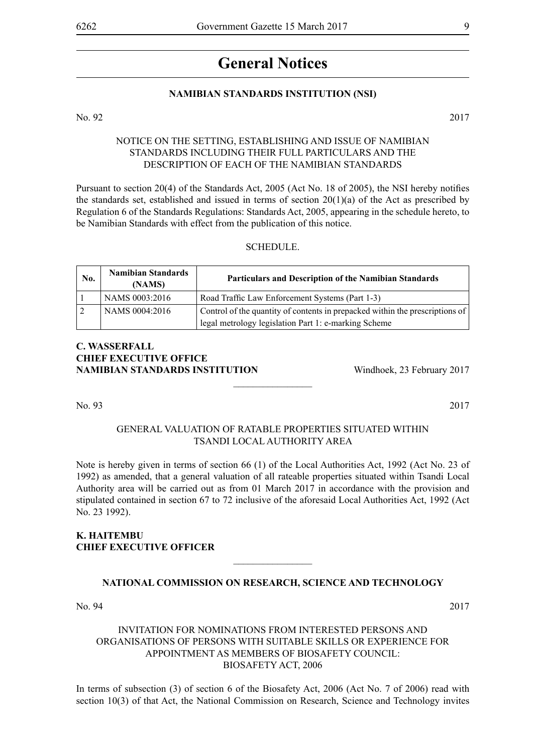# General Notices

## NAMIBIAN STANDARDS INSTITUTION (NSI)

No. 92 2017

NOTICE ON THE SETTING, ESTABLISHING AND ISSUE OF NAMIBIAN STANDARDS INCLUDING THEIR FULL PARTICULARS AND THE DESCRIPTION OF EACH OF THE NAMIBIAN STANDARDS

Pursuant to section 20(4) of the Standards Act, 2005 (Act No. 18 of 2005), the NSI hereby notifies the standards set, established and issued in terms of section 20(1)(a) of the Act as prescribed by Regulation 6 of the Standards Regulations: Standards Act, 2005, appearing in the schedule hereto, to be Namibian Standards with effect from the publication of this notice.

SCHEDULE.

| No. | Namibian Standards (NAMS) | Particulars and Description of the Namibian Standards |
|---|---|---|
| 1 | NAMS 0003:2016 | Road Traffic Law Enforcement Systems (Part 1-3) |
| 2 | NAMS 0004:2016 | Control of the quantity of contents in prepacked within the prescriptions of legal metrology legislation Part 1: e-marking Scheme |

**C. WASSERFALL**
**CHIEF EXECUTIVE OFFICE**
**NAMIBIAN STANDARDS INSTITUTION** Windhoek, 23 February 2017

---

No. 93 2017

GENERAL VALUATION OF RATABLE PROPERTIES SITUATED WITHIN TSANDI LOCAL AUTHORITY AREA

Note is hereby given in terms of section 66 (1) of the Local Authorities Act, 1992 (Act No. 23 of 1992) as amended, that a general valuation of all rateable properties situated within Tsandi Local Authority area will be carried out as from 01 March 2017 in accordance with the provision and stipulated contained in section 67 to 72 inclusive of the aforesaid Local Authorities Act, 1992 (Act No. 23 1992).

**K. HAITEMBU**
**CHIEF EXECUTIVE OFFICER**

---

## NATIONAL COMMISSION ON RESEARCH, SCIENCE AND TECHNOLOGY

No. 94 2017

INVITATION FOR NOMINATIONS FROM INTERESTED PERSONS AND ORGANISATIONS OF PERSONS WITH SUITABLE SKILLS OR EXPERIENCE FOR APPOINTMENT AS MEMBERS OF BIOSAFETY COUNCIL: BIOSAFETY ACT, 2006

In terms of subsection (3) of section 6 of the Biosafety Act, 2006 (Act No. 7 of 2006) read with section 10(3) of that Act, the National Commission on Research, Science and Technology invites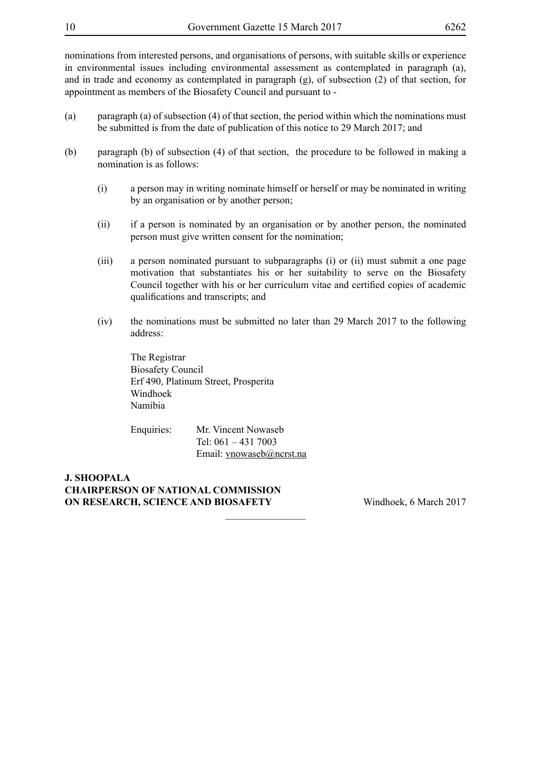nominations from interested persons, and organisations of persons, with suitable skills or experience in environmental issues including environmental assessment as contemplated in paragraph (a), and in trade and economy as contemplated in paragraph (g), of subsection (2) of that section, for appointment as members of the Biosafety Council and pursuant to -

(a) paragraph (a) of subsection (4) of that section, the period within which the nominations must be submitted is from the date of publication of this notice to 29 March 2017; and

(b) paragraph (b) of subsection (4) of that section, the procedure to be followed in making a nomination is as follows:

(i) a person may in writing nominate himself or herself or may be nominated in writing by an organisation or by another person;

(ii) if a person is nominated by an organisation or by another person, the nominated person must give written consent for the nomination;

(iii) a person nominated pursuant to subparagraphs (i) or (ii) must submit a one page motivation that substantiates his or her suitability to serve on the Biosafety Council together with his or her curriculum vitae and certified copies of academic qualifications and transcripts; and

(iv) the nominations must be submitted no later than 29 March 2017 to the following address:

The Registrar
Biosafety Council
Erf 490, Platinum Street, Prosperita
Windhoek
Namibia

Enquiries: Mr. Vincent Nowaseb
Tel: 061 – 431 7003
Email: vnowaseb@ncrst.na

**J. SHOOPALA**
**CHAIRPERSON OF NATIONAL COMMISSION ON RESEARCH, SCIENCE AND BIOSAFETY** Windhoek, 6 March 2017

________________